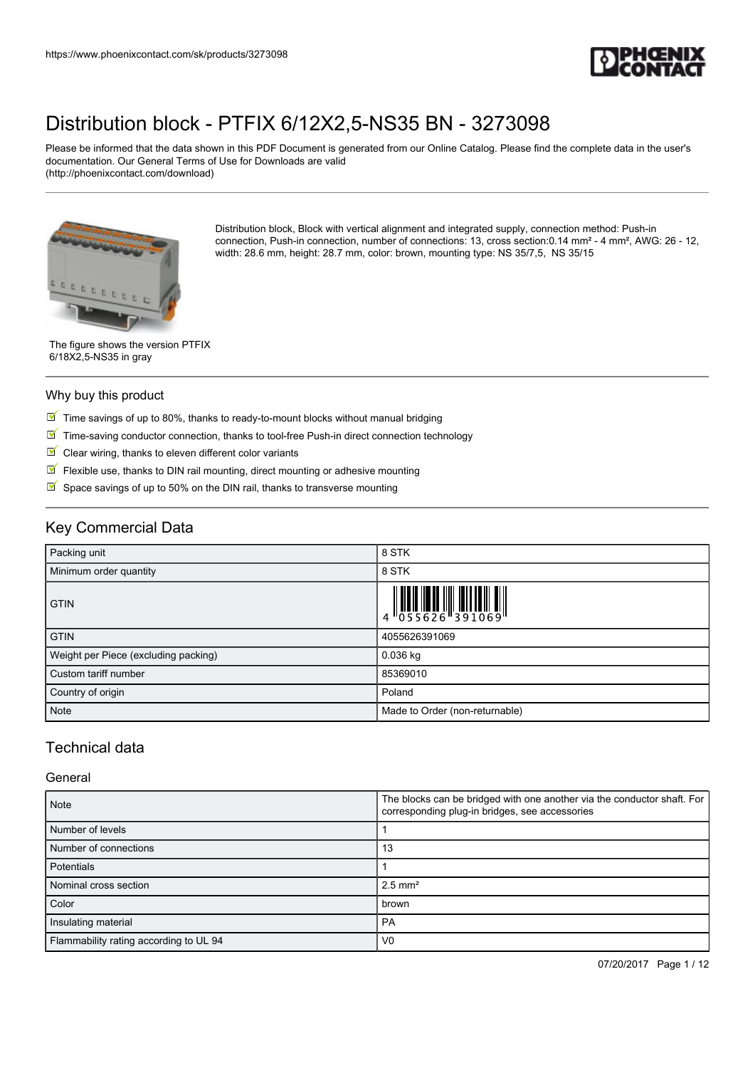https://www.phoenixcontact.com/sk/products/3273098

# Distribution block - PTFIX 6/12X2,5-NS35 BN - 3273098

Please be informed that the data shown in this PDF Document is generated from our Online Catalog. Please find the complete data in the user's documentation. Our General Terms of Use for Downloads are valid (http://phoenixcontact.com/download)

Distribution block, Block with vertical alignment and integrated supply, connection method: Push-in connection, Push-in connection, number of connections: 13, cross section:0.14 mm² - 4 mm², AWG: 26 - 12, width: 28.6 mm, height: 28.7 mm, color: brown, mounting type: NS 35/7,5, NS 35/15

The figure shows the version PTFIX 6/18X2,5-NS35 in gray

## Why buy this product

- Time savings of up to 80%, thanks to ready-to-mount blocks without manual bridging
- Time-saving conductor connection, thanks to tool-free Push-in direct connection technology
- Clear wiring, thanks to eleven different color variants
- Flexible use, thanks to DIN rail mounting, direct mounting or adhesive mounting
- Space savings of up to 50% on the DIN rail, thanks to transverse mounting

## Key Commercial Data

| | |
|---|---|
| Packing unit | 8 STK |
| Minimum order quantity | 8 STK |
| GTIN | 4 055626 391069 |
| GTIN | 4055626391069 |
| Weight per Piece (excluding packing) | 0.036 kg |
| Custom tariff number | 85369010 |
| Country of origin | Poland |
| Note | Made to Order (non-returnable) |

## Technical data

### General

| | |
|---|---|
| Note | The blocks can be bridged with one another via the conductor shaft. For corresponding plug-in bridges, see accessories |
| Number of levels | 1 |
| Number of connections | 13 |
| Potentials | 1 |
| Nominal cross section | 2.5 mm² |
| Color | brown |
| Insulating material | PA |
| Flammability rating according to UL 94 | V0 |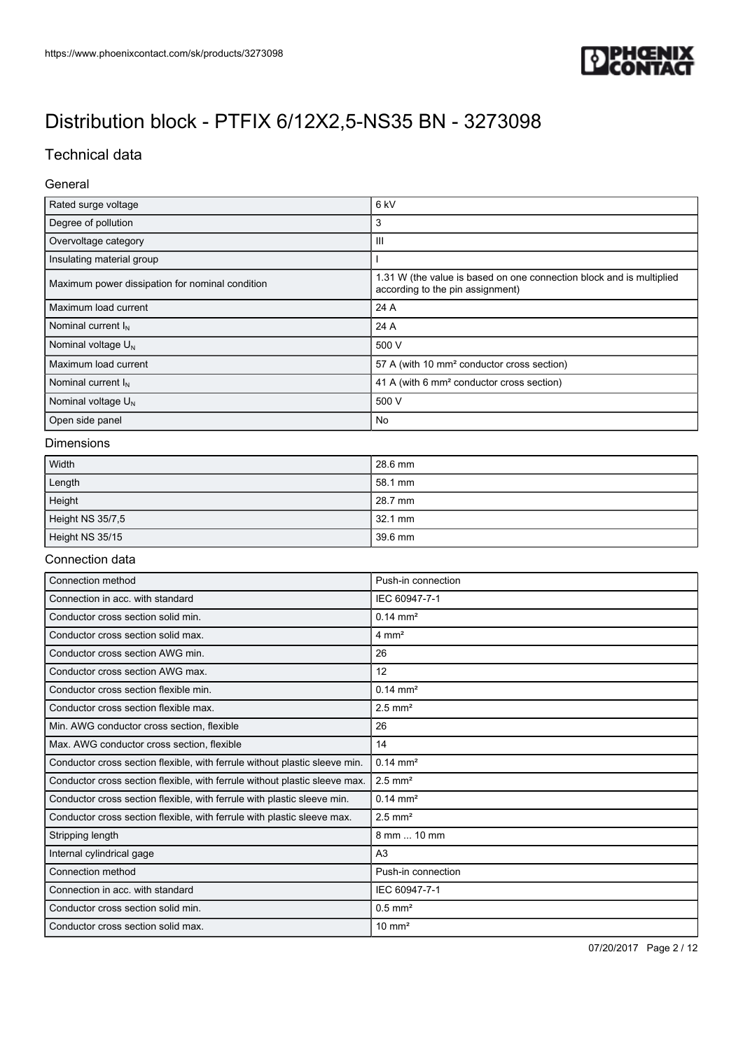# Distribution block - PTFIX 6/12X2,5-NS35 BN - 3273098

## Technical data

### General

| | |
|---|---|
| Rated surge voltage | 6 kV |
| Degree of pollution | 3 |
| Overvoltage category | III |
| Insulating material group | I |
| Maximum power dissipation for nominal condition | 1.31 W (the value is based on one connection block and is multiplied according to the pin assignment) |
| Maximum load current | 24 A |
| Nominal current $I_N$ | 24 A |
| Nominal voltage $U_N$ | 500 V |
| Maximum load current | 57 A (with 10 mm² conductor cross section) |
| Nominal current $I_N$ | 41 A (with 6 mm² conductor cross section) |
| Nominal voltage $U_N$ | 500 V |
| Open side panel | No |

### Dimensions

| | |
|---|---|
| Width | 28.6 mm |
| Length | 58.1 mm |
| Height | 28.7 mm |
| Height NS 35/7,5 | 32.1 mm |
| Height NS 35/15 | 39.6 mm |

### Connection data

| | |
|---|---|
| Connection method | Push-in connection |
| Connection in acc. with standard | IEC 60947-7-1 |
| Conductor cross section solid min. | 0.14 mm² |
| Conductor cross section solid max. | 4 mm² |
| Conductor cross section AWG min. | 26 |
| Conductor cross section AWG max. | 12 |
| Conductor cross section flexible min. | 0.14 mm² |
| Conductor cross section flexible max. | 2.5 mm² |
| Min. AWG conductor cross section, flexible | 26 |
| Max. AWG conductor cross section, flexible | 14 |
| Conductor cross section flexible, with ferrule without plastic sleeve min. | 0.14 mm² |
| Conductor cross section flexible, with ferrule without plastic sleeve max. | 2.5 mm² |
| Conductor cross section flexible, with ferrule with plastic sleeve min. | 0.14 mm² |
| Conductor cross section flexible, with ferrule with plastic sleeve max. | 2.5 mm² |
| Stripping length | 8 mm ... 10 mm |
| Internal cylindrical gage | A3 |
| Connection method | Push-in connection |
| Connection in acc. with standard | IEC 60947-7-1 |
| Conductor cross section solid min. | 0.5 mm² |
| Conductor cross section solid max. | 10 mm² |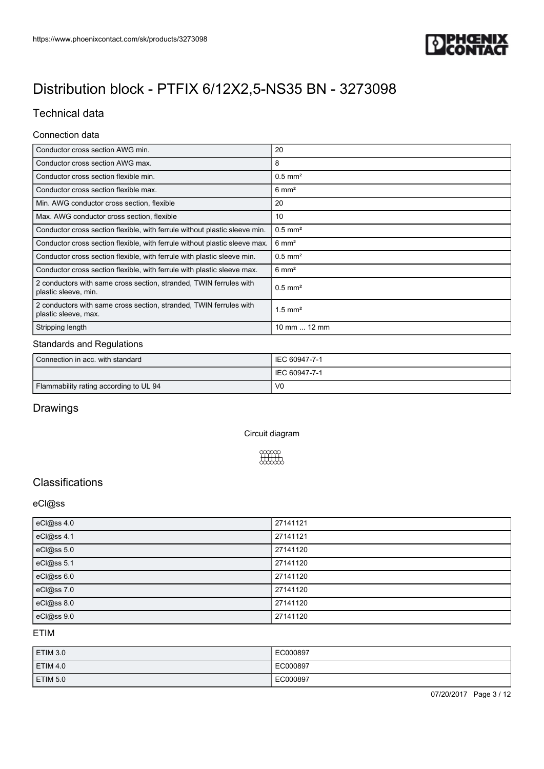# Distribution block - PTFIX 6/12X2,5-NS35 BN - 3273098

## Technical data

### Connection data

| | |
|---|---|
| Conductor cross section AWG min. | 20 |
| Conductor cross section AWG max. | 8 |
| Conductor cross section flexible min. | 0.5 mm² |
| Conductor cross section flexible max. | 6 mm² |
| Min. AWG conductor cross section, flexible | 20 |
| Max. AWG conductor cross section, flexible | 10 |
| Conductor cross section flexible, with ferrule without plastic sleeve min. | 0.5 mm² |
| Conductor cross section flexible, with ferrule without plastic sleeve max. | 6 mm² |
| Conductor cross section flexible, with ferrule with plastic sleeve min. | 0.5 mm² |
| Conductor cross section flexible, with ferrule with plastic sleeve max. | 6 mm² |
| 2 conductors with same cross section, stranded, TWIN ferrules with plastic sleeve, min. | 0.5 mm² |
| 2 conductors with same cross section, stranded, TWIN ferrules with plastic sleeve, max. | 1.5 mm² |
| Stripping length | 10 mm ... 12 mm |

### Standards and Regulations

| | |
|---|---|
| Connection in acc. with standard | IEC 60947-7-1 |
| | IEC 60947-7-1 |
| Flammability rating according to UL 94 | V0 |

## Drawings

Circuit diagram

## Classifications

### eCl@ss

| | |
|---|---|
| eCl@ss 4.0 | 27141121 |
| eCl@ss 4.1 | 27141121 |
| eCl@ss 5.0 | 27141120 |
| eCl@ss 5.1 | 27141120 |
| eCl@ss 6.0 | 27141120 |
| eCl@ss 7.0 | 27141120 |
| eCl@ss 8.0 | 27141120 |
| eCl@ss 9.0 | 27141120 |

### ETIM

| | |
|---|---|
| ETIM 3.0 | EC000897 |
| ETIM 4.0 | EC000897 |
| ETIM 5.0 | EC000897 |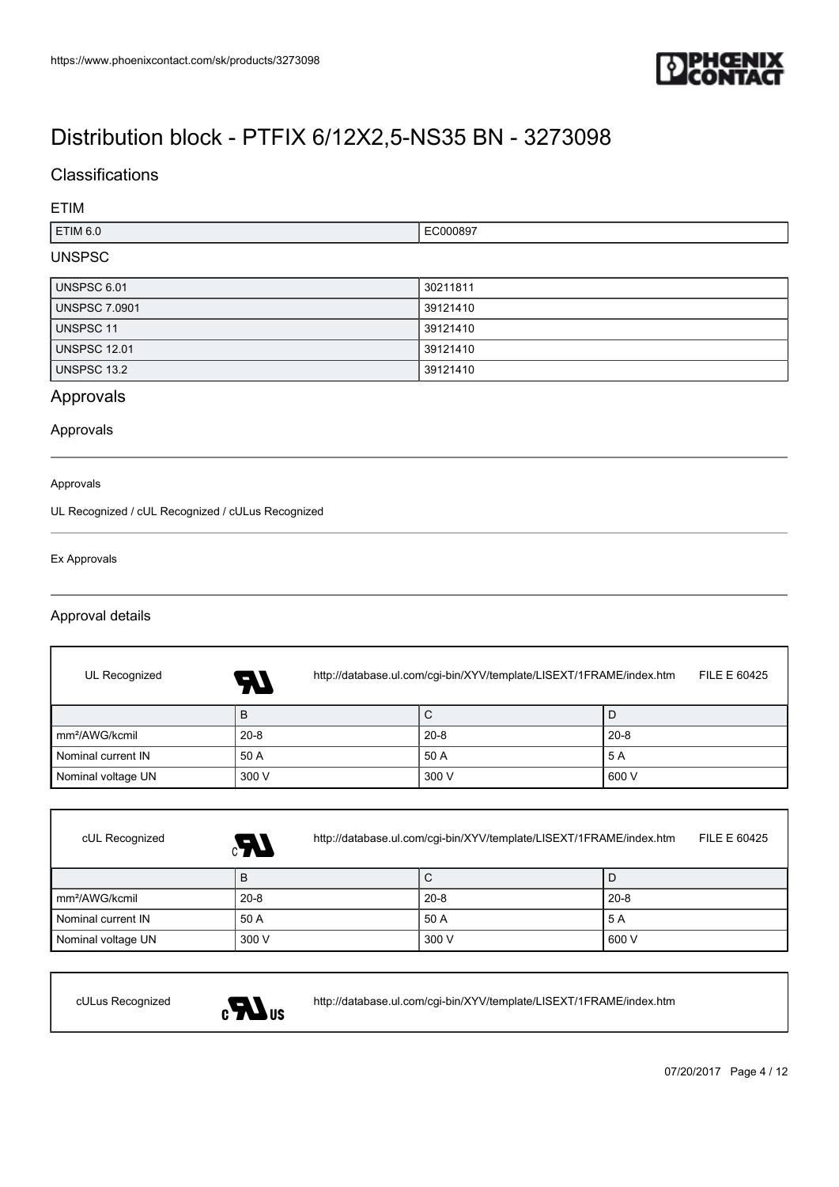# Distribution block - PTFIX 6/12X2,5-NS35 BN - 3273098

## Classifications

### ETIM

| ETIM 6.0 | EC000897 |
| --- | --- |

### UNSPSC

| UNSPSC 6.01 | 30211811 |
| --- | --- |
| UNSPSC 7.0901 | 39121410 |
| UNSPSC 11 | 39121410 |
| UNSPSC 12.01 | 39121410 |
| UNSPSC 13.2 | 39121410 |

## Approvals

### Approvals

Approvals

UL Recognized / cUL Recognized / cULus Recognized

Ex Approvals

### Approval details

UL Recognized http://database.ul.com/cgi-bin/XYV/template/LISEXT/1FRAME/index.htm FILE E 60425

| | B | C | D |
| --- | --- | --- | --- |
| mm²/AWG/kcmil | 20-8 | 20-8 | 20-8 |
| Nominal current IN | 50 A | 50 A | 5 A |
| Nominal voltage UN | 300 V | 300 V | 600 V |

cUL Recognized http://database.ul.com/cgi-bin/XYV/template/LISEXT/1FRAME/index.htm FILE E 60425

| | B | C | D |
| --- | --- | --- | --- |
| mm²/AWG/kcmil | 20-8 | 20-8 | 20-8 |
| Nominal current IN | 50 A | 50 A | 5 A |
| Nominal voltage UN | 300 V | 300 V | 600 V |

cULus Recognized http://database.ul.com/cgi-bin/XYV/template/LISEXT/1FRAME/index.htm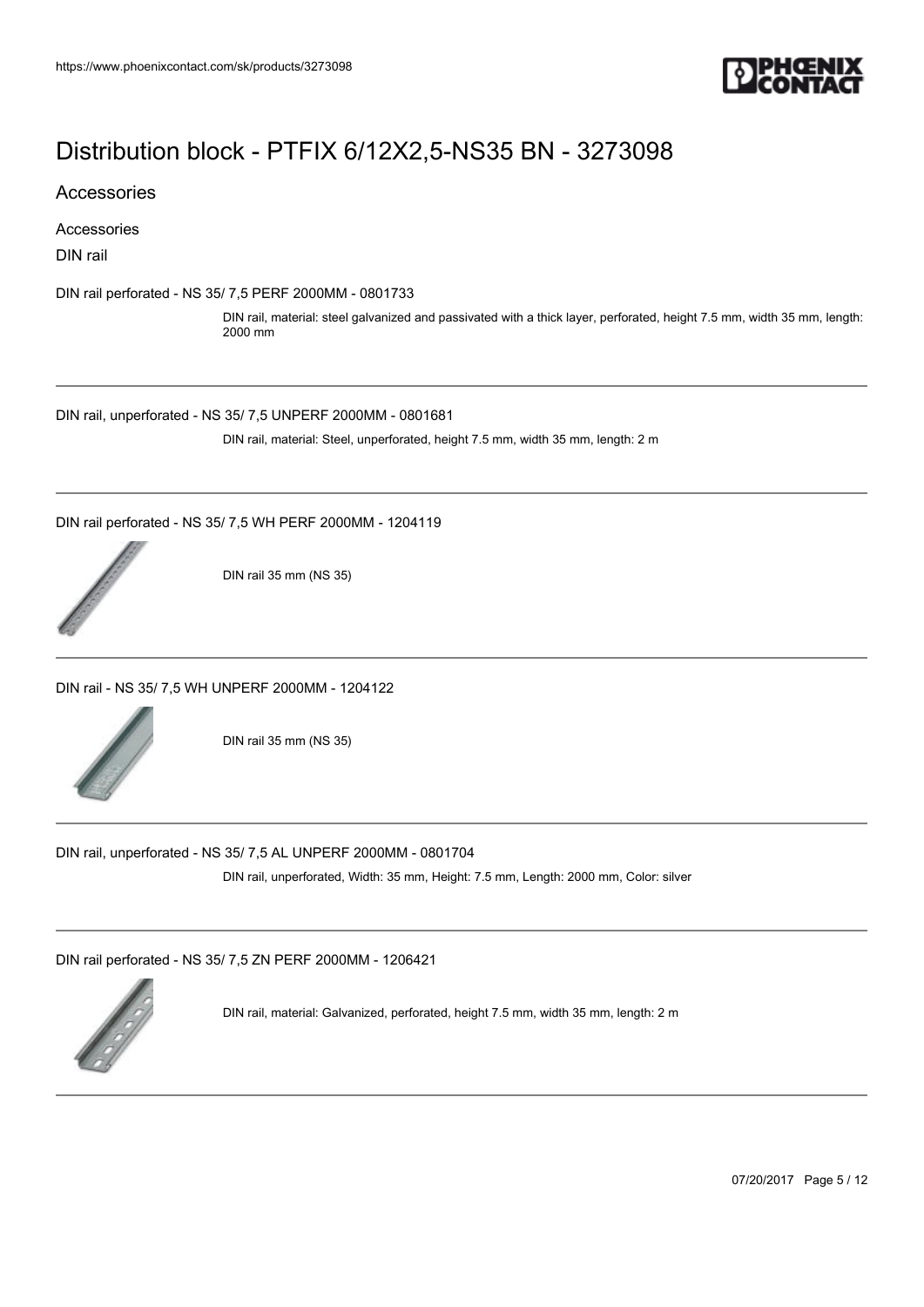# Distribution block - PTFIX 6/12X2,5-NS35 BN - 3273098

## Accessories

Accessories

DIN rail

DIN rail perforated - NS 35/ 7,5 PERF 2000MM - 0801733

DIN rail, material: steel galvanized and passivated with a thick layer, perforated, height 7.5 mm, width 35 mm, length: 2000 mm

---

DIN rail, unperforated - NS 35/ 7,5 UNPERF 2000MM - 0801681

DIN rail, material: Steel, unperforated, height 7.5 mm, width 35 mm, length: 2 m

---

DIN rail perforated - NS 35/ 7,5 WH PERF 2000MM - 1204119

DIN rail 35 mm (NS 35)

---

DIN rail - NS 35/ 7,5 WH UNPERF 2000MM - 1204122

DIN rail 35 mm (NS 35)

---

DIN rail, unperforated - NS 35/ 7,5 AL UNPERF 2000MM - 0801704

DIN rail, unperforated, Width: 35 mm, Height: 7.5 mm, Length: 2000 mm, Color: silver

---

DIN rail perforated - NS 35/ 7,5 ZN PERF 2000MM - 1206421

DIN rail, material: Galvanized, perforated, height 7.5 mm, width 35 mm, length: 2 m

---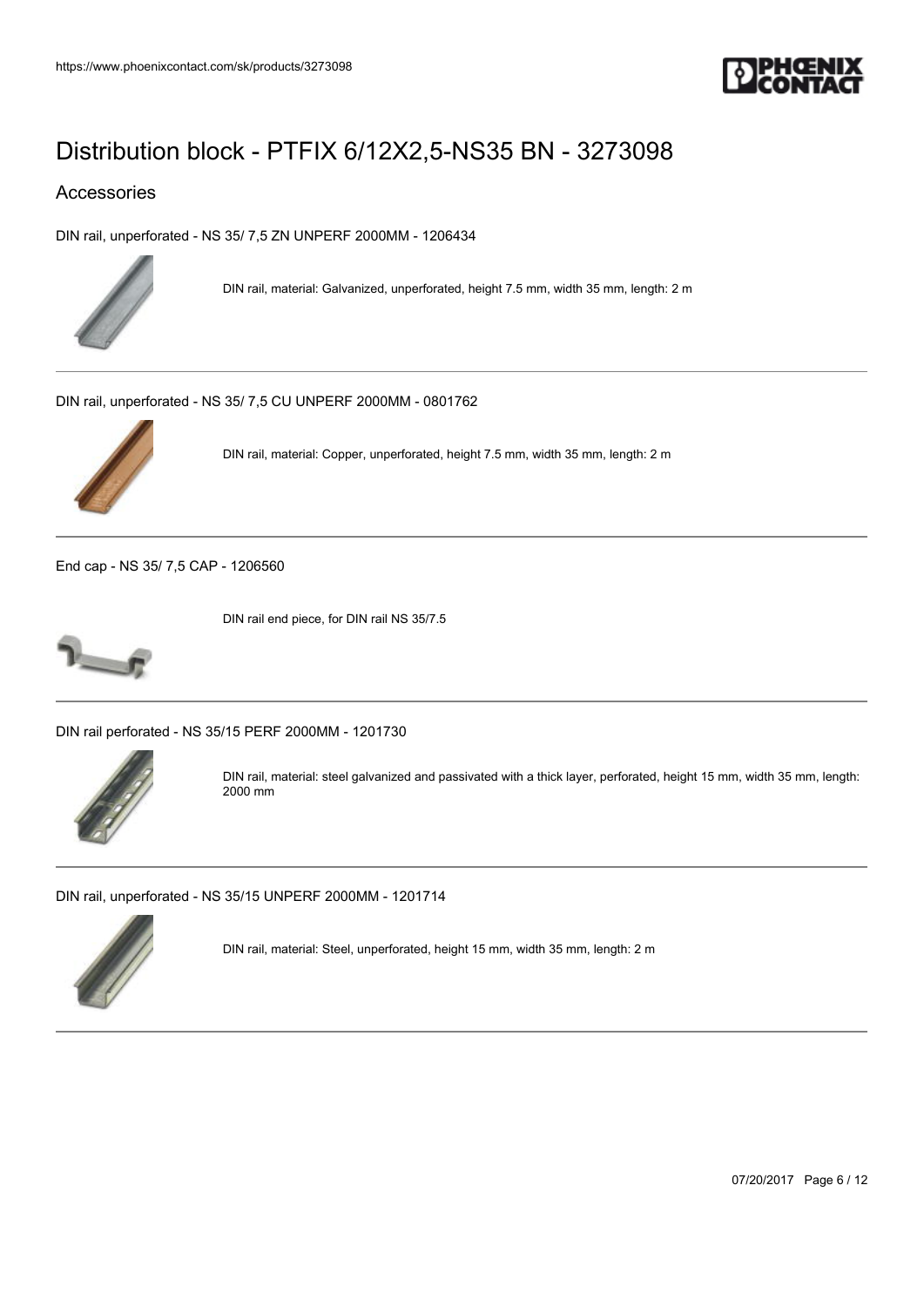# Distribution block - PTFIX 6/12X2,5-NS35 BN - 3273098

## Accessories

DIN rail, unperforated - NS 35/ 7,5 ZN UNPERF 2000MM - 1206434

DIN rail, material: Galvanized, unperforated, height 7.5 mm, width 35 mm, length: 2 m

---

DIN rail, unperforated - NS 35/ 7,5 CU UNPERF 2000MM - 0801762

DIN rail, material: Copper, unperforated, height 7.5 mm, width 35 mm, length: 2 m

---

End cap - NS 35/ 7,5 CAP - 1206560

DIN rail end piece, for DIN rail NS 35/7.5

---

DIN rail perforated - NS 35/15 PERF 2000MM - 1201730

DIN rail, material: steel galvanized and passivated with a thick layer, perforated, height 15 mm, width 35 mm, length: 2000 mm

---

DIN rail, unperforated - NS 35/15 UNPERF 2000MM - 1201714

DIN rail, material: Steel, unperforated, height 15 mm, width 35 mm, length: 2 m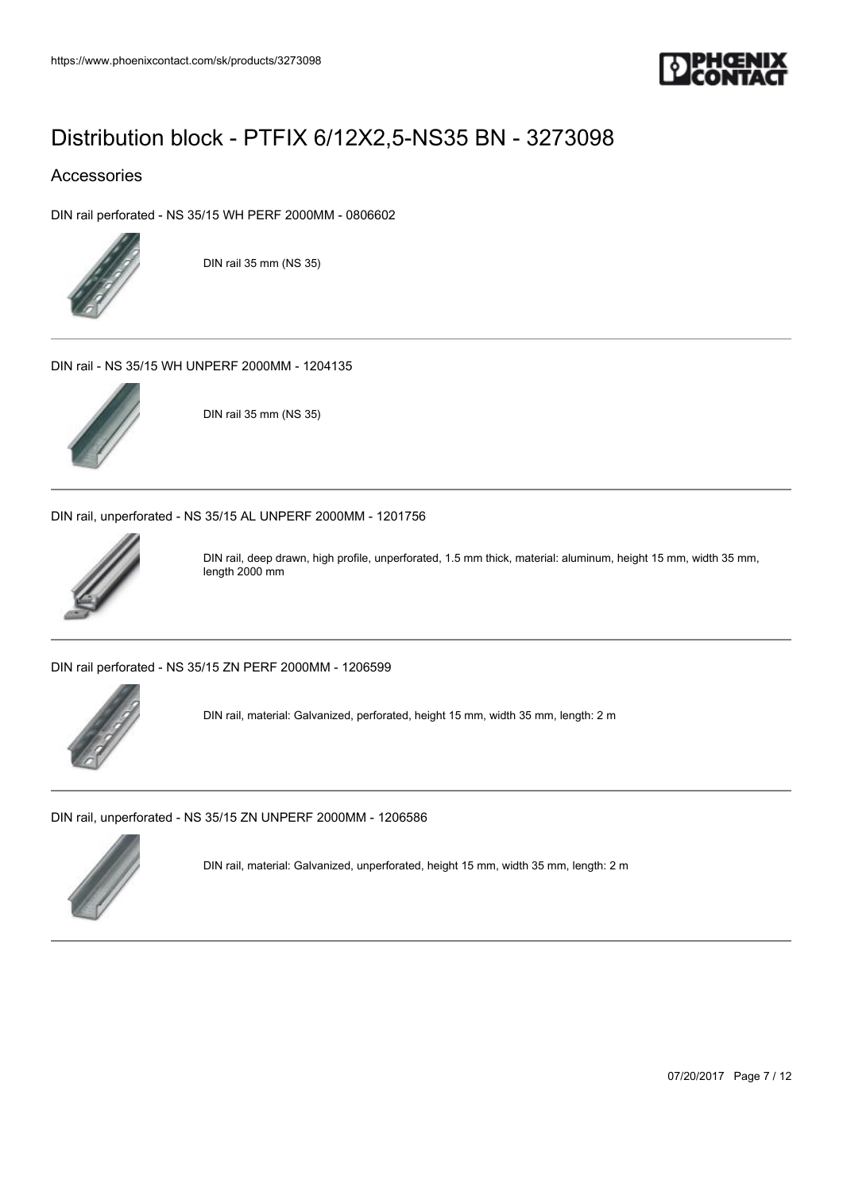# Distribution block - PTFIX 6/12X2,5-NS35 BN - 3273098

## Accessories

DIN rail perforated - NS 35/15 WH PERF 2000MM - 0806602

DIN rail 35 mm (NS 35)

---

DIN rail - NS 35/15 WH UNPERF 2000MM - 1204135

DIN rail 35 mm (NS 35)

---

DIN rail, unperforated - NS 35/15 AL UNPERF 2000MM - 1201756

DIN rail, deep drawn, high profile, unperforated, 1.5 mm thick, material: aluminum, height 15 mm, width 35 mm, length 2000 mm

---

DIN rail perforated - NS 35/15 ZN PERF 2000MM - 1206599

DIN rail, material: Galvanized, perforated, height 15 mm, width 35 mm, length: 2 m

---

DIN rail, unperforated - NS 35/15 ZN UNPERF 2000MM - 1206586

DIN rail, material: Galvanized, unperforated, height 15 mm, width 35 mm, length: 2 m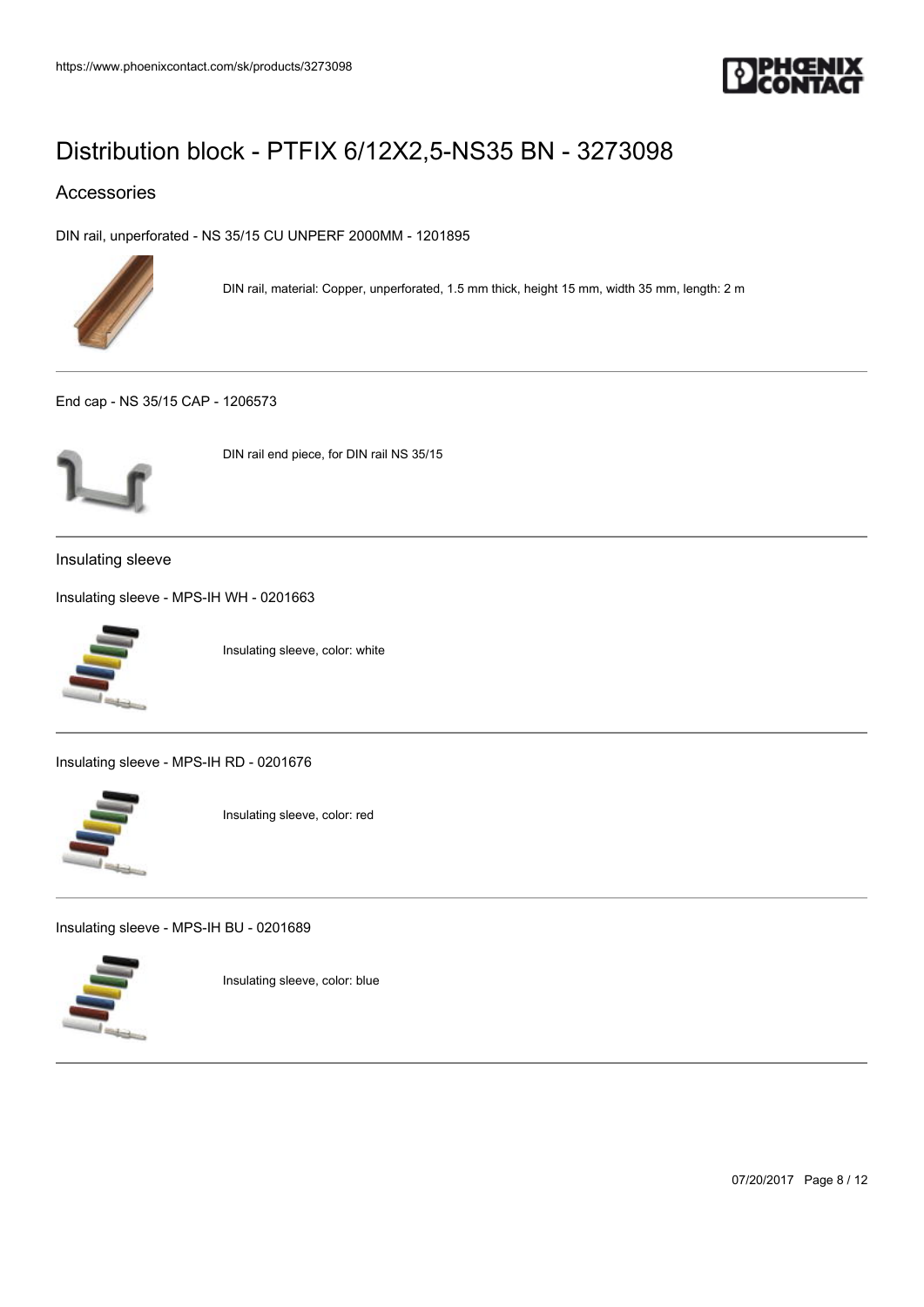# Distribution block - PTFIX 6/12X2,5-NS35 BN - 3273098

## Accessories

DIN rail, unperforated - NS 35/15 CU UNPERF 2000MM - 1201895

DIN rail, material: Copper, unperforated, 1.5 mm thick, height 15 mm, width 35 mm, length: 2 m

End cap - NS 35/15 CAP - 1206573

DIN rail end piece, for DIN rail NS 35/15

### Insulating sleeve

Insulating sleeve - MPS-IH WH - 0201663

Insulating sleeve, color: white

Insulating sleeve - MPS-IH RD - 0201676

Insulating sleeve, color: red

Insulating sleeve - MPS-IH BU - 0201689

Insulating sleeve, color: blue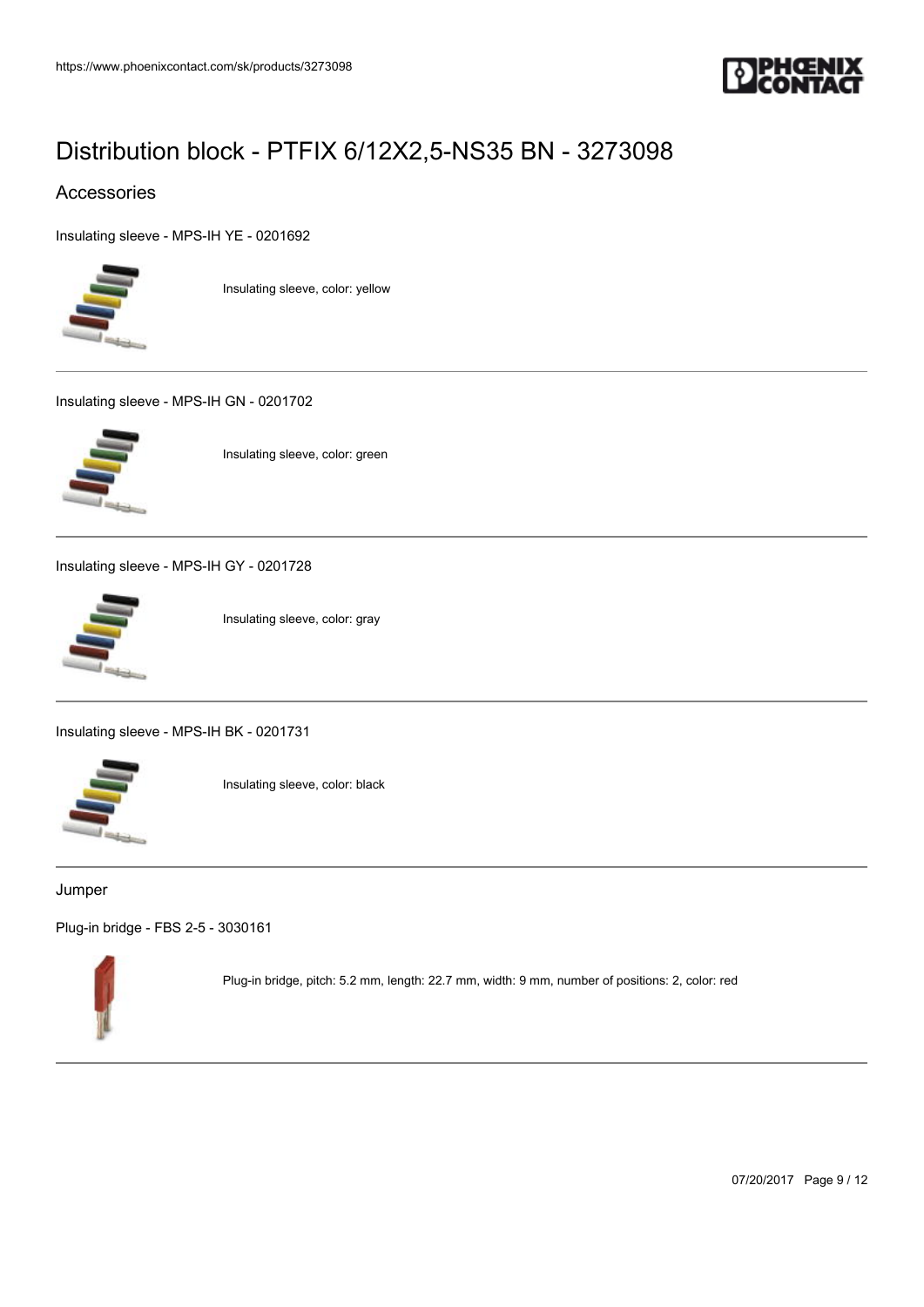# Distribution block - PTFIX 6/12X2,5-NS35 BN - 3273098

## Accessories

Insulating sleeve - MPS-IH YE - 0201692

Insulating sleeve, color: yellow

---

Insulating sleeve - MPS-IH GN - 0201702

Insulating sleeve, color: green

---

Insulating sleeve - MPS-IH GY - 0201728

Insulating sleeve, color: gray

---

Insulating sleeve - MPS-IH BK - 0201731

Insulating sleeve, color: black

---

Jumper

Plug-in bridge - FBS 2-5 - 3030161

Plug-in bridge, pitch: 5.2 mm, length: 22.7 mm, width: 9 mm, number of positions: 2, color: red

---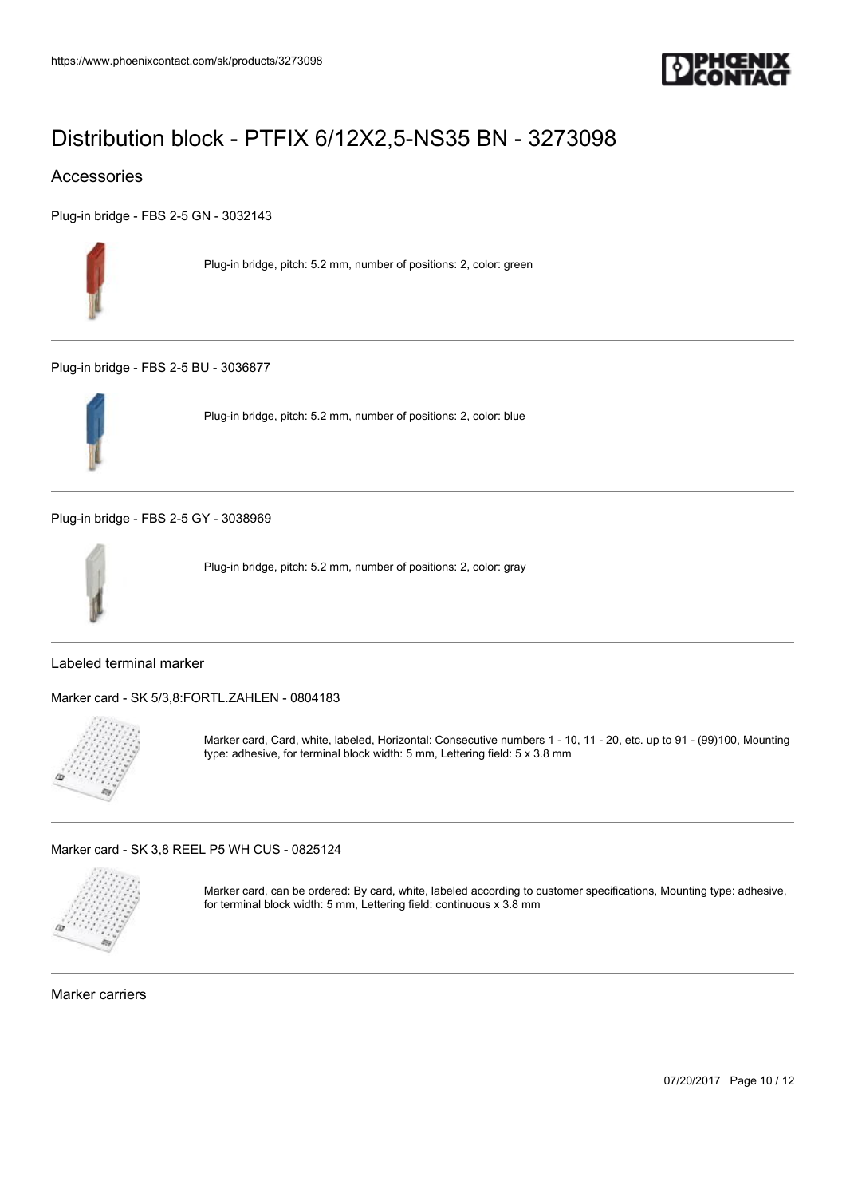# Distribution block - PTFIX 6/12X2,5-NS35 BN - 3273098

## Accessories

Plug-in bridge - FBS 2-5 GN - 3032143

Plug-in bridge, pitch: 5.2 mm, number of positions: 2, color: green

---

Plug-in bridge - FBS 2-5 BU - 3036877

Plug-in bridge, pitch: 5.2 mm, number of positions: 2, color: blue

---

Plug-in bridge - FBS 2-5 GY - 3038969

Plug-in bridge, pitch: 5.2 mm, number of positions: 2, color: gray

---

### Labeled terminal marker

Marker card - SK 5/3,8:FORTL.ZAHLEN - 0804183

Marker card, Card, white, labeled, Horizontal: Consecutive numbers 1 - 10, 11 - 20, etc. up to 91 - (99)100, Mounting type: adhesive, for terminal block width: 5 mm, Lettering field: 5 x 3.8 mm

---

Marker card - SK 3,8 REEL P5 WH CUS - 0825124

Marker card, can be ordered: By card, white, labeled according to customer specifications, Mounting type: adhesive, for terminal block width: 5 mm, Lettering field: continuous x 3.8 mm

---

### Marker carriers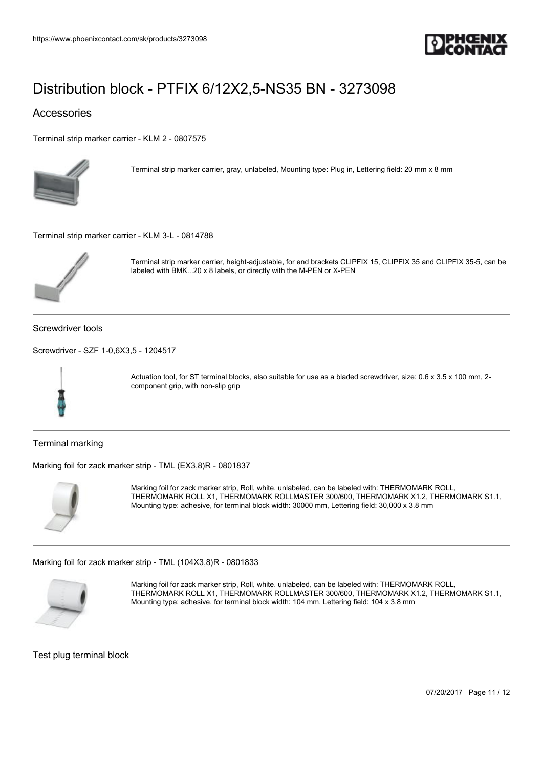# Distribution block - PTFIX 6/12X2,5-NS35 BN - 3273098

## Accessories

Terminal strip marker carrier - KLM 2 - 0807575

Terminal strip marker carrier, gray, unlabeled, Mounting type: Plug in, Lettering field: 20 mm x 8 mm

---

Terminal strip marker carrier - KLM 3-L - 0814788

Terminal strip marker carrier, height-adjustable, for end brackets CLIPFIX 15, CLIPFIX 35 and CLIPFIX 35-5, can be labeled with BMK...20 x 8 labels, or directly with the M-PEN or X-PEN

---

### Screwdriver tools

Screwdriver - SZF 1-0,6X3,5 - 1204517

Actuation tool, for ST terminal blocks, also suitable for use as a bladed screwdriver, size: 0.6 x 3.5 x 100 mm, 2-component grip, with non-slip grip

---

### Terminal marking

Marking foil for zack marker strip - TML (EX3,8)R - 0801837

Marking foil for zack marker strip, Roll, white, unlabeled, can be labeled with: THERMOMARK ROLL, THERMOMARK ROLL X1, THERMOMARK ROLLMASTER 300/600, THERMOMARK X1.2, THERMOMARK S1.1, Mounting type: adhesive, for terminal block width: 30000 mm, Lettering field: 30,000 x 3.8 mm

---

Marking foil for zack marker strip - TML (104X3,8)R - 0801833

Marking foil for zack marker strip, Roll, white, unlabeled, can be labeled with: THERMOMARK ROLL, THERMOMARK ROLL X1, THERMOMARK ROLLMASTER 300/600, THERMOMARK X1.2, THERMOMARK S1.1, Mounting type: adhesive, for terminal block width: 104 mm, Lettering field: 104 x 3.8 mm

---

### Test plug terminal block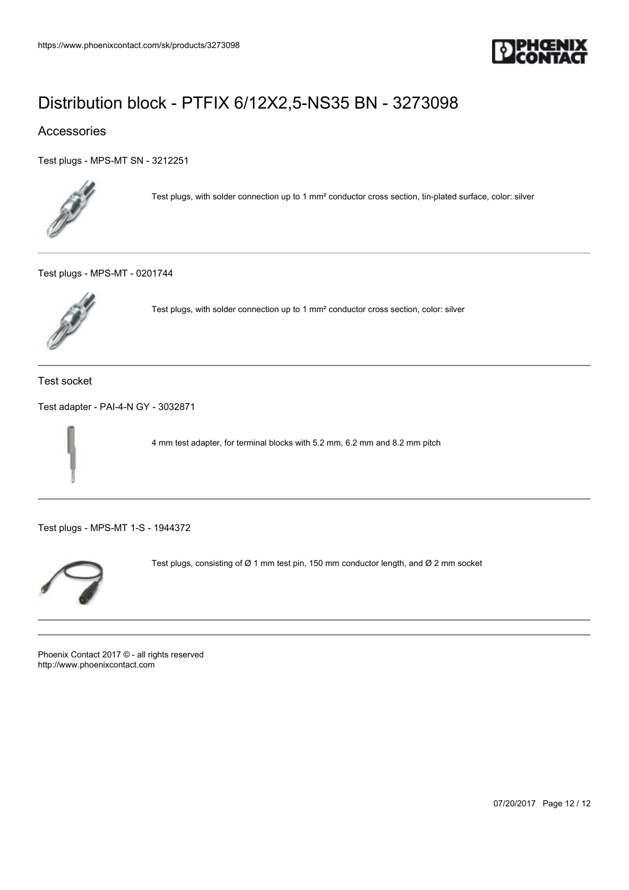# Distribution block - PTFIX 6/12X2,5-NS35 BN - 3273098

## Accessories

Test plugs - MPS-MT SN - 3212251

Test plugs, with solder connection up to 1 mm² conductor cross section, tin-plated surface, color: silver

---

Test plugs - MPS-MT - 0201744

Test plugs, with solder connection up to 1 mm² conductor cross section, color: silver

---

### Test socket

Test adapter - PAI-4-N GY - 3032871

4 mm test adapter, for terminal blocks with 5.2 mm, 6.2 mm and 8.2 mm pitch

---

Test plugs - MPS-MT 1-S - 1944372

Test plugs, consisting of Ø 1 mm test pin, 150 mm conductor length, and Ø 2 mm socket

---

Phoenix Contact 2017 © - all rights reserved
http://www.phoenixcontact.com